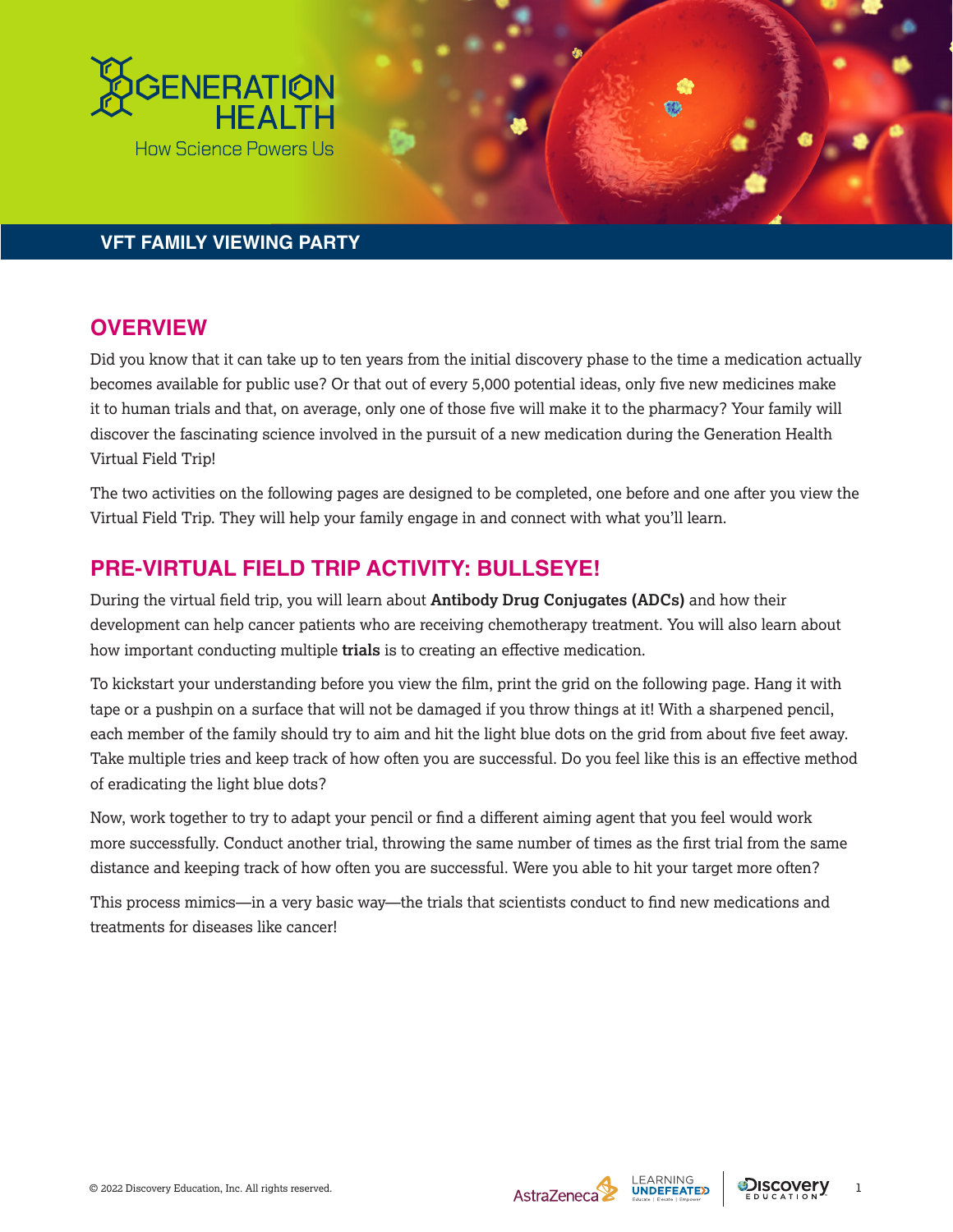# GENERATION HEALTH

How Science Powers Us

**VFT FAMILY VIEWING PARTY**

## OVERVIEW

Did you know that it can take up to ten years from the initial discovery phase to the time a medication actually becomes available for public use? Or that out of every 5,000 potential ideas, only five new medicines make it to human trials and that, on average, only one of those five will make it to the pharmacy? Your family will discover the fascinating science involved in the pursuit of a new medication during the Generation Health Virtual Field Trip!

The two activities on the following pages are designed to be completed, one before and one after you view the Virtual Field Trip. They will help your family engage in and connect with what you'll learn.

## PRE-VIRTUAL FIELD TRIP ACTIVITY: BULLSEYE!

During the virtual field trip, you will learn about **Antibody Drug Conjugates (ADCs)** and how their development can help cancer patients who are receiving chemotherapy treatment. You will also learn about how important conducting multiple **trials** is to creating an effective medication.

To kickstart your understanding before you view the film, print the grid on the following page. Hang it with tape or a pushpin on a surface that will not be damaged if you throw things at it! With a sharpened pencil, each member of the family should try to aim and hit the light blue dots on the grid from about five feet away. Take multiple tries and keep track of how often you are successful. Do you feel like this is an effective method of eradicating the light blue dots?

Now, work together to try to adapt your pencil or find a different aiming agent that you feel would work more successfully. Conduct another trial, throwing the same number of times as the first trial from the same distance and keeping track of how often you are successful. Were you able to hit your target more often?

This process mimics—in a very basic way—the trials that scientists conduct to find new medications and treatments for diseases like cancer!

© 2022 Discovery Education, Inc. All rights reserved.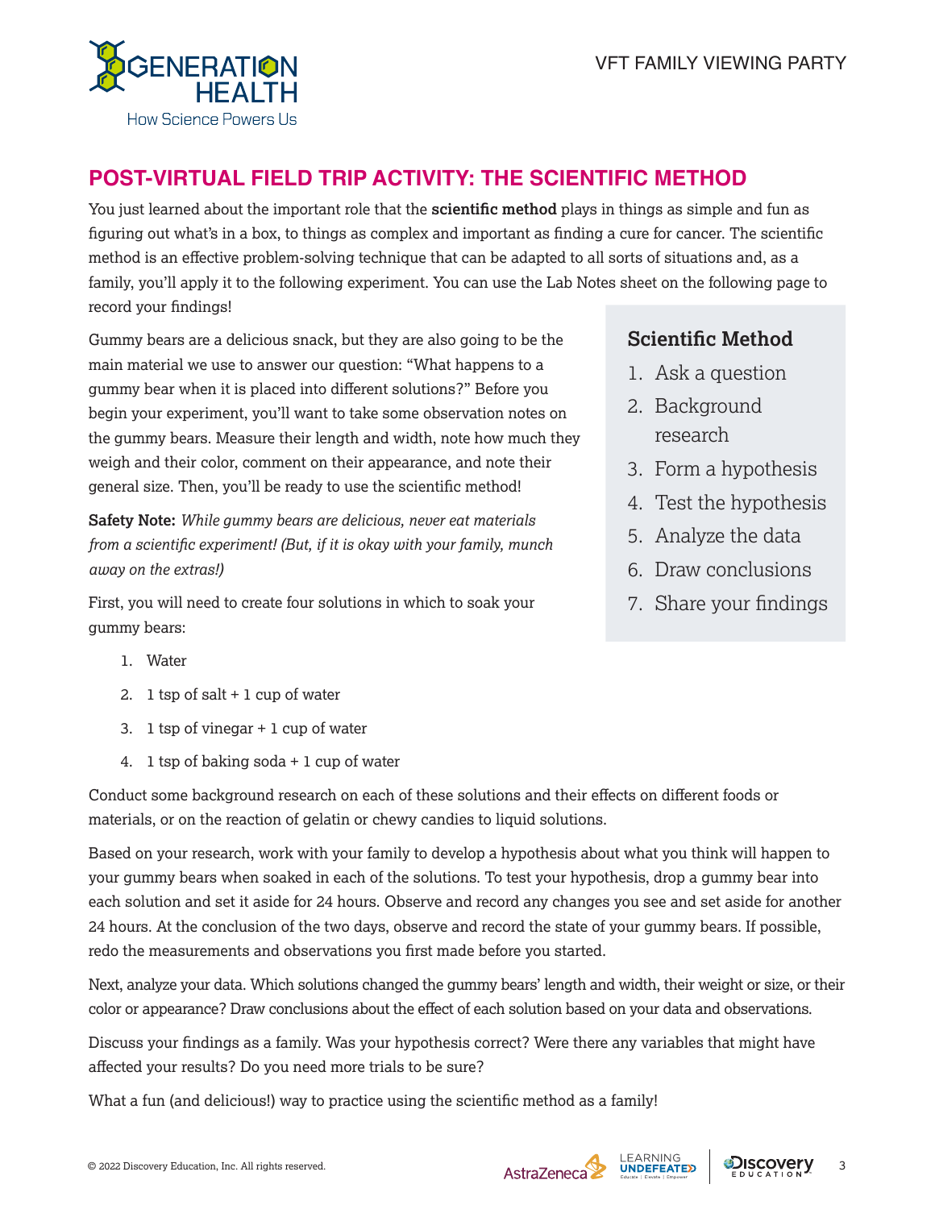## POST-VIRTUAL FIELD TRIP ACTIVITY: THE SCIENTIFIC METHOD

You just learned about the important role that the **scientific method** plays in things as simple and fun as figuring out what's in a box, to things as complex and important as finding a cure for cancer. The scientific method is an effective problem-solving technique that can be adapted to all sorts of situations and, as a family, you'll apply it to the following experiment. You can use the Lab Notes sheet on the following page to record your findings!

Gummy bears are a delicious snack, but they are also going to be the main material we use to answer our question: "What happens to a gummy bear when it is placed into different solutions?" Before you begin your experiment, you'll want to take some observation notes on the gummy bears. Measure their length and width, note how much they weigh and their color, comment on their appearance, and note their general size. Then, you'll be ready to use the scientific method!

**Safety Note:** *While gummy bears are delicious, never eat materials from a scientific experiment! (But, if it is okay with your family, munch away on the extras!)*

First, you will need to create four solutions in which to soak your gummy bears:

1. Water
2. 1 tsp of salt + 1 cup of water
3. 1 tsp of vinegar + 1 cup of water
4. 1 tsp of baking soda + 1 cup of water

### Scientific Method

1. Ask a question
2. Background research
3. Form a hypothesis
4. Test the hypothesis
5. Analyze the data
6. Draw conclusions
7. Share your findings

Conduct some background research on each of these solutions and their effects on different foods or materials, or on the reaction of gelatin or chewy candies to liquid solutions.

Based on your research, work with your family to develop a hypothesis about what you think will happen to your gummy bears when soaked in each of the solutions. To test your hypothesis, drop a gummy bear into each solution and set it aside for 24 hours. Observe and record any changes you see and set aside for another 24 hours. At the conclusion of the two days, observe and record the state of your gummy bears. If possible, redo the measurements and observations you first made before you started.

Next, analyze your data. Which solutions changed the gummy bears' length and width, their weight or size, or their color or appearance? Draw conclusions about the effect of each solution based on your data and observations.

Discuss your findings as a family. Was your hypothesis correct? Were there any variables that might have affected your results? Do you need more trials to be sure?

What a fun (and delicious!) way to practice using the scientific method as a family!

© 2022 Discovery Education, Inc. All rights reserved.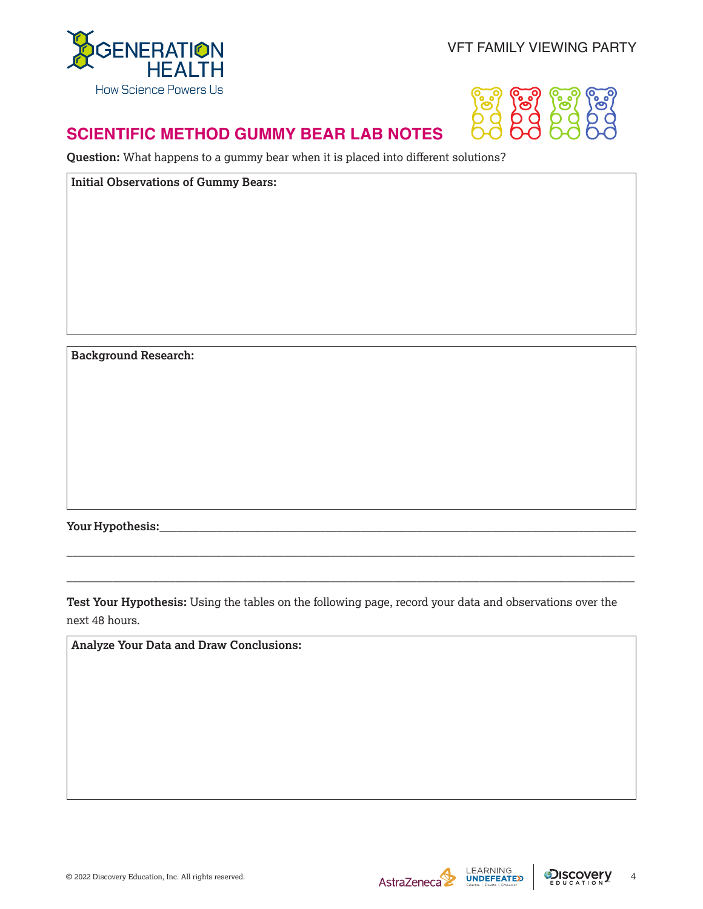# SCIENTIFIC METHOD GUMMY BEAR LAB NOTES

**Question:** What happens to a gummy bear when it is placed into different solutions?

**Initial Observations of Gummy Bears:**

**Background Research:**

**Your Hypothesis:**\_\_\_\_\_\_\_\_\_\_\_\_\_\_\_\_\_\_\_\_\_\_\_\_\_\_\_\_\_\_\_\_\_\_\_\_\_\_\_\_\_\_\_\_\_\_\_\_\_\_\_\_\_\_\_\_\_\_\_\_\_\_\_\_\_\_\_\_\_\_

\_\_\_\_\_\_\_\_\_\_\_\_\_\_\_\_\_\_\_\_\_\_\_\_\_\_\_\_\_\_\_\_\_\_\_\_\_\_\_\_\_\_\_\_\_\_\_\_\_\_\_\_\_\_\_\_\_\_\_\_\_\_\_\_\_\_\_\_\_\_\_\_\_\_\_\_\_\_\_\_\_\_

\_\_\_\_\_\_\_\_\_\_\_\_\_\_\_\_\_\_\_\_\_\_\_\_\_\_\_\_\_\_\_\_\_\_\_\_\_\_\_\_\_\_\_\_\_\_\_\_\_\_\_\_\_\_\_\_\_\_\_\_\_\_\_\_\_\_\_\_\_\_\_\_\_\_\_\_\_\_\_\_\_\_

**Test Your Hypothesis:** Using the tables on the following page, record your data and observations over the next 48 hours.

**Analyze Your Data and Draw Conclusions:**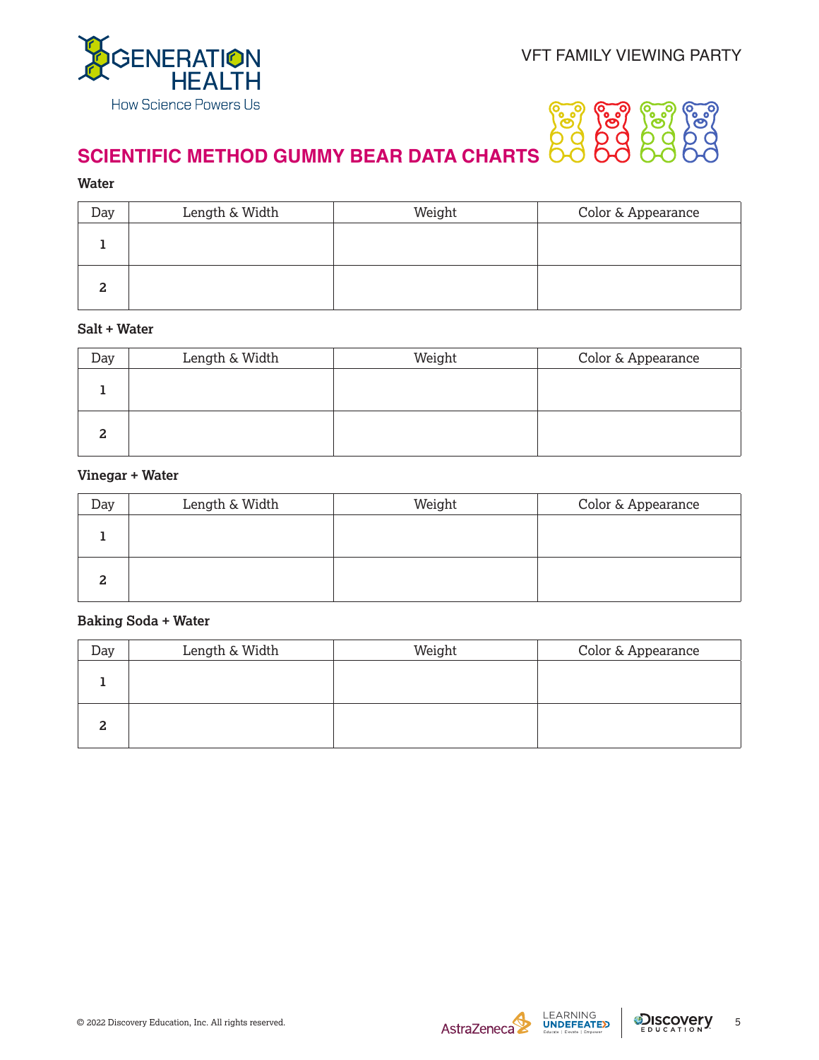# SCIENTIFIC METHOD GUMMY BEAR DATA CHARTS

**Water**

| Day | Length & Width | Weight | Color & Appearance |
|---|---|---|---|
| 1 | | | |
| 2 | | | |

**Salt + Water**

| Day | Length & Width | Weight | Color & Appearance |
|---|---|---|---|
| 1 | | | |
| 2 | | | |

**Vinegar + Water**

| Day | Length & Width | Weight | Color & Appearance |
|---|---|---|---|
| 1 | | | |
| 2 | | | |

**Baking Soda + Water**

| Day | Length & Width | Weight | Color & Appearance |
|---|---|---|---|
| 1 | | | |
| 2 | | | |